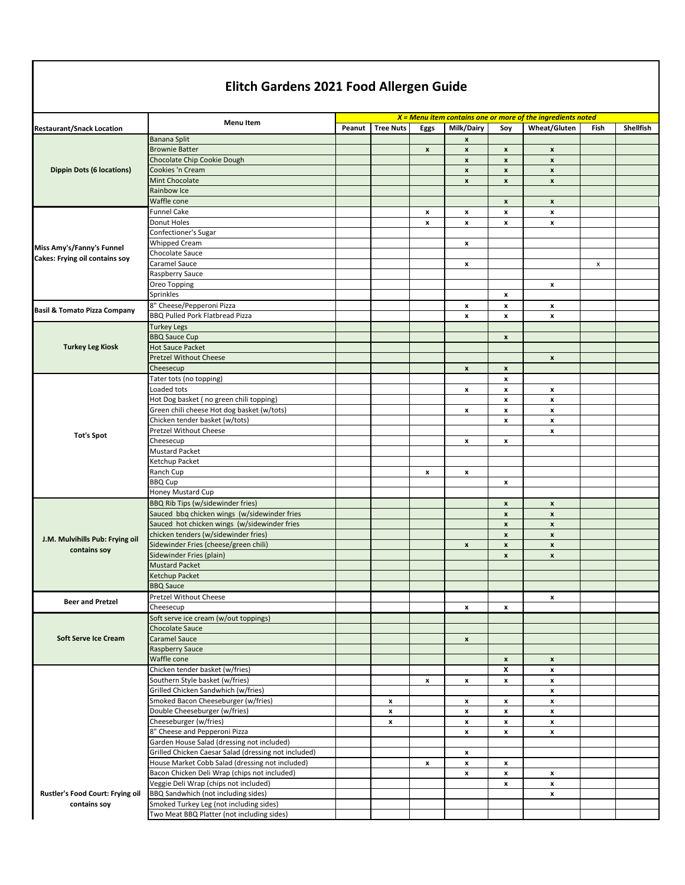# Elitch Gardens 2021 Food Allergen Guide

| Restaurant/Snack Location | Menu Item | *X = Menu item contains one or more of the ingredients noted* | | | | | | | |
|---|---|---|---|---|---|---|---|---|---|
| | | Peanut | Tree Nuts | Eggs | Milk/Dairy | Soy | Wheat/Gluten | Fish | Shellfish |
| Dippin Dots (6 locations) | Banana Split | | | | x | | | | |
| | Brownie Batter | | | x | x | x | x | | |
| | Chocolate Chip Cookie Dough | | | | x | x | x | | |
| | Cookies 'n Cream | | | | x | x | x | | |
| | Mint Chocolate | | | | x | x | x | | |
| | Rainbow Ice | | | | | | | | |
| | Waffle cone | | | | | x | x | | |
| Miss Amy's/Fanny's Funnel Cakes: Frying oil contains soy | Funnel Cake | | | x | x | x | x | | |
| | Donut Holes | | | x | x | x | x | | |
| | Confectioner's Sugar | | | | | | | | |
| | Whipped Cream | | | | x | | | | |
| | Chocolate Sauce | | | | | | | | |
| | Caramel Sauce | | | | x | | | x | |
| | Raspberry Sauce | | | | | | | | |
| | Oreo Topping | | | | | | x | | |
| | Sprinkles | | | | | x | | | |
| Basil & Tomato Pizza Company | 8" Cheese/Pepperoni Pizza | | | | x | x | x | | |
| | BBQ Pulled Pork Flatbread Pizza | | | | x | x | x | | |
| Turkey Leg Kiosk | Turkey Legs | | | | | | | | |
| | BBQ Sauce Cup | | | | | x | | | |
| | Hot Sauce Packet | | | | | | | | |
| | Pretzel Without Cheese | | | | | | x | | |
| | Cheesecup | | | | x | x | | | |
| Tot's Spot | Tater tots (no topping) | | | | | x | | | |
| | Loaded tots | | | | x | x | x | | |
| | Hot Dog basket ( no green chili topping) | | | | | x | x | | |
| | Green chili cheese Hot dog basket (w/tots) | | | | x | x | x | | |
| | Chicken tender basket (w/tots) | | | | | x | x | | |
| | Pretzel Without Cheese | | | | | | x | | |
| | Cheesecup | | | | x | x | | | |
| | Mustard Packet | | | | | | | | |
| | Ketchup Packet | | | | | | | | |
| | Ranch Cup | | | x | x | | | | |
| | BBQ Cup | | | | | x | | | |
| | Honey Mustard Cup | | | | | | | | |
| J.M. Mulvihills Pub: Frying oil contains soy | BBQ Rib Tips (w/sidewinder fries) | | | | | x | x | | |
| | Sauced bbq chicken wings (w/sidewinder fries | | | | | x | x | | |
| | Sauced hot chicken wings (w/sidewinder fries | | | | | x | x | | |
| | chicken tenders (w/sidewinder fries) | | | | | x | x | | |
| | Sidewinder Fries (cheese/green chili) | | | | x | x | x | | |
| | Sidewinder Fries (plain) | | | | | x | x | | |
| | Mustard Packet | | | | | | | | |
| | Ketchup Packet | | | | | | | | |
| | BBQ Sauce | | | | | | | | |
| Beer and Pretzel | Pretzel Without Cheese | | | | | | x | | |
| | Cheesecup | | | | x | x | | | |
| Soft Serve Ice Cream | Soft serve ice cream (w/out toppings) | | | | | | | | |
| | Chocolate Sauce | | | | | | | | |
| | Caramel Sauce | | | | x | | | | |
| | Raspberry Sauce | | | | | | | | |
| | Waffle cone | | | | | x | x | | |
| Rustler's Food Court: Frying oil contains soy | Chicken tender basket (w/fries) | | | | | X | x | | |
| | Southern Style basket (w/fries) | | | x | x | x | x | | |
| | Grilled Chicken Sandwhich (w/fries) | | | | | | x | | |
| | Smoked Bacon Cheeseburger (w/fries) | | x | | x | x | x | | |
| | Double Cheeseburger (w/fries) | | x | | x | x | x | | |
| | Cheeseburger (w/fries) | | x | | x | x | x | | |
| | 8" Cheese and Pepperoni Pizza | | | | x | x | x | | |
| | Garden House Salad (dressing not included) | | | | | | | | |
| | Grilled Chicken Caesar Salad (dressing not included) | | | | x | | | | |
| | House Market Cobb Salad (dressing not included) | | | x | x | x | | | |
| | Bacon Chicken Deli Wrap (chips not included) | | | | x | x | x | | |
| | Veggie Deli Wrap (chips not included) | | | | | x | x | | |
| | BBQ Sandwhich (not including sides) | | | | | | x | | |
| | Smoked Turkey Leg (not including sides) | | | | | | | | |
| | Two Meat BBQ Platter (not including sides) | | | | | | | | |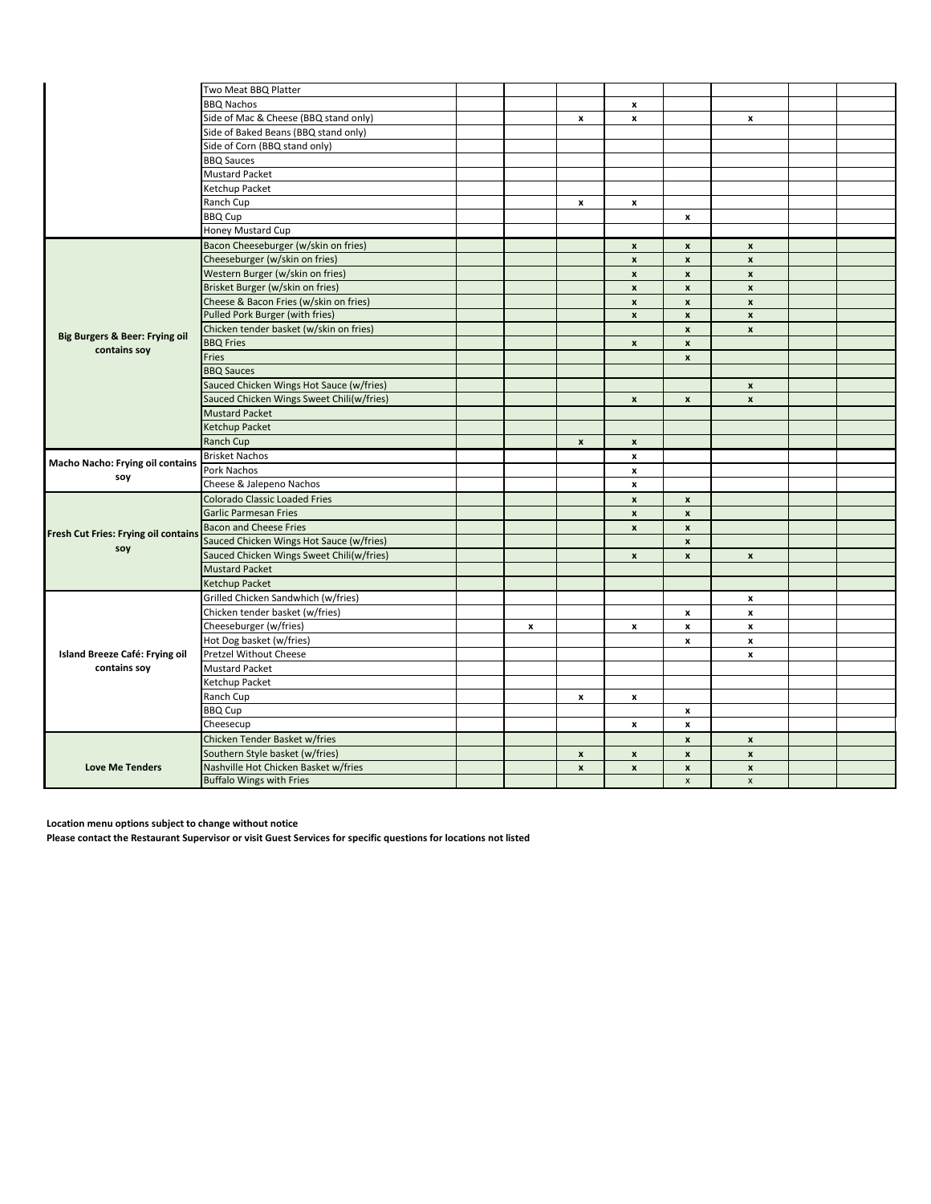| | | | | | | | | | |
|---|---|---|---|---|---|---|---|---|---|
| | Two Meat BBQ Platter | | | | | | | | |
| | BBQ Nachos | | | | x | | | | |
| | Side of Mac & Cheese (BBQ stand only) | | | x | x | | x | | |
| | Side of Baked Beans (BBQ stand only) | | | | | | | | |
| | Side of Corn (BBQ stand only) | | | | | | | | |
| | BBQ Sauces | | | | | | | | |
| | Mustard Packet | | | | | | | | |
| | Ketchup Packet | | | | | | | | |
| | Ranch Cup | | | x | x | | | | |
| | BBQ Cup | | | | | x | | | |
| | Honey Mustard Cup | | | | | | | | |
| **Big Burgers & Beer: Frying oil contains soy** | Bacon Cheeseburger (w/skin on fries) | | | | x | x | x | | |
| | Cheeseburger (w/skin on fries) | | | | x | x | x | | |
| | Western Burger (w/skin on fries) | | | | x | x | x | | |
| | Brisket Burger (w/skin on fries) | | | | x | x | x | | |
| | Cheese & Bacon Fries (w/skin on fries) | | | | x | x | x | | |
| | Pulled Pork Burger (with fries) | | | | x | x | x | | |
| | Chicken tender basket (w/skin on fries) | | | | | x | x | | |
| | BBQ Fries | | | | x | x | | | |
| | Fries | | | | | x | | | |
| | BBQ Sauces | | | | | | | | |
| | Sauced Chicken Wings Hot Sauce (w/fries) | | | | | | x | | |
| | Sauced Chicken Wings Sweet Chili(w/fries) | | | | x | x | x | | |
| | Mustard Packet | | | | | | | | |
| | Ketchup Packet | | | | | | | | |
| | Ranch Cup | | | x | x | | | | |
| **Macho Nacho: Frying oil contains soy** | Brisket Nachos | | | | x | | | | |
| | Pork Nachos | | | | x | | | | |
| | Cheese & Jalepeno Nachos | | | | x | | | | |
| **Fresh Cut Fries: Frying oil contains soy** | Colorado Classic Loaded Fries | | | | x | x | | | |
| | Garlic Parmesan Fries | | | | x | x | | | |
| | Bacon and Cheese Fries | | | | x | x | | | |
| | Sauced Chicken Wings Hot Sauce (w/fries) | | | | | x | | | |
| | Sauced Chicken Wings Sweet Chili(w/fries) | | | | x | x | x | | |
| | Mustard Packet | | | | | | | | |
| | Ketchup Packet | | | | | | | | |
| **Island Breeze Café: Frying oil contains soy** | Grilled Chicken Sandwhich (w/fries) | | | | | | x | | |
| | Chicken tender basket (w/fries) | | | | | x | x | | |
| | Cheeseburger (w/fries) | | x | | x | x | x | | |
| | Hot Dog basket (w/fries) | | | | | x | x | | |
| | Pretzel Without Cheese | | | | | | x | | |
| | Mustard Packet | | | | | | | | |
| | Ketchup Packet | | | | | | | | |
| | Ranch Cup | | | x | x | | | | |
| | BBQ Cup | | | | | x | | | |
| | Cheesecup | | | | x | x | | | |
| **Love Me Tenders** | Chicken Tender Basket w/fries | | | | | x | x | | |
| | Southern Style basket (w/fries) | | | x | x | x | x | | |
| | Nashville Hot Chicken Basket w/fries | | | x | x | x | x | | |
| | Buffalo Wings with Fries | | | | | x | x | | |

**Location menu options subject to change without notice**

**Please contact the Restaurant Supervisor or visit Guest Services for specific questions for locations not listed**